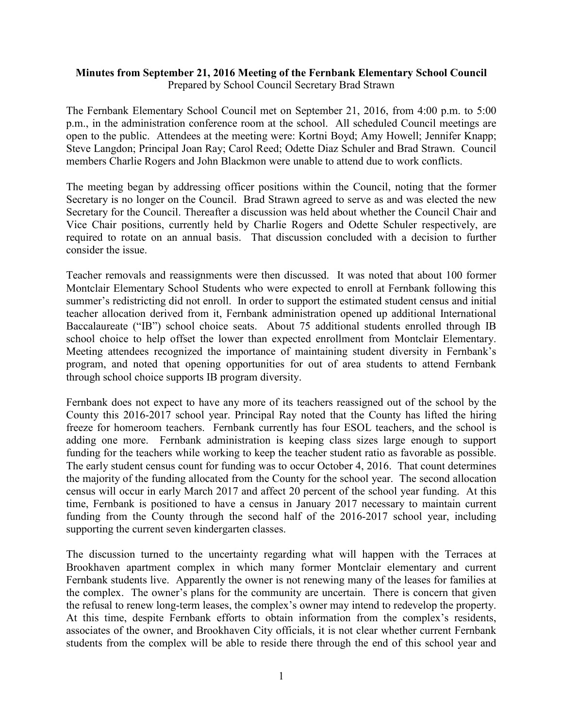**Minutes from September 21, 2016 Meeting of the Fernbank Elementary School Council**
Prepared by School Council Secretary Brad Strawn

The Fernbank Elementary School Council met on September 21, 2016, from 4:00 p.m. to 5:00 p.m., in the administration conference room at the school. All scheduled Council meetings are open to the public. Attendees at the meeting were: Kortni Boyd; Amy Howell; Jennifer Knapp; Steve Langdon; Principal Joan Ray; Carol Reed; Odette Diaz Schuler and Brad Strawn. Council members Charlie Rogers and John Blackmon were unable to attend due to work conflicts.

The meeting began by addressing officer positions within the Council, noting that the former Secretary is no longer on the Council. Brad Strawn agreed to serve as and was elected the new Secretary for the Council. Thereafter a discussion was held about whether the Council Chair and Vice Chair positions, currently held by Charlie Rogers and Odette Schuler respectively, are required to rotate on an annual basis. That discussion concluded with a decision to further consider the issue.

Teacher removals and reassignments were then discussed. It was noted that about 100 former Montclair Elementary School Students who were expected to enroll at Fernbank following this summer's redistricting did not enroll. In order to support the estimated student census and initial teacher allocation derived from it, Fernbank administration opened up additional International Baccalaureate ("IB") school choice seats. About 75 additional students enrolled through IB school choice to help offset the lower than expected enrollment from Montclair Elementary. Meeting attendees recognized the importance of maintaining student diversity in Fernbank's program, and noted that opening opportunities for out of area students to attend Fernbank through school choice supports IB program diversity.

Fernbank does not expect to have any more of its teachers reassigned out of the school by the County this 2016-2017 school year. Principal Ray noted that the County has lifted the hiring freeze for homeroom teachers. Fernbank currently has four ESOL teachers, and the school is adding one more. Fernbank administration is keeping class sizes large enough to support funding for the teachers while working to keep the teacher student ratio as favorable as possible. The early student census count for funding was to occur October 4, 2016. That count determines the majority of the funding allocated from the County for the school year. The second allocation census will occur in early March 2017 and affect 20 percent of the school year funding. At this time, Fernbank is positioned to have a census in January 2017 necessary to maintain current funding from the County through the second half of the 2016-2017 school year, including supporting the current seven kindergarten classes.

The discussion turned to the uncertainty regarding what will happen with the Terraces at Brookhaven apartment complex in which many former Montclair elementary and current Fernbank students live. Apparently the owner is not renewing many of the leases for families at the complex. The owner's plans for the community are uncertain. There is concern that given the refusal to renew long-term leases, the complex's owner may intend to redevelop the property. At this time, despite Fernbank efforts to obtain information from the complex's residents, associates of the owner, and Brookhaven City officials, it is not clear whether current Fernbank students from the complex will be able to reside there through the end of this school year and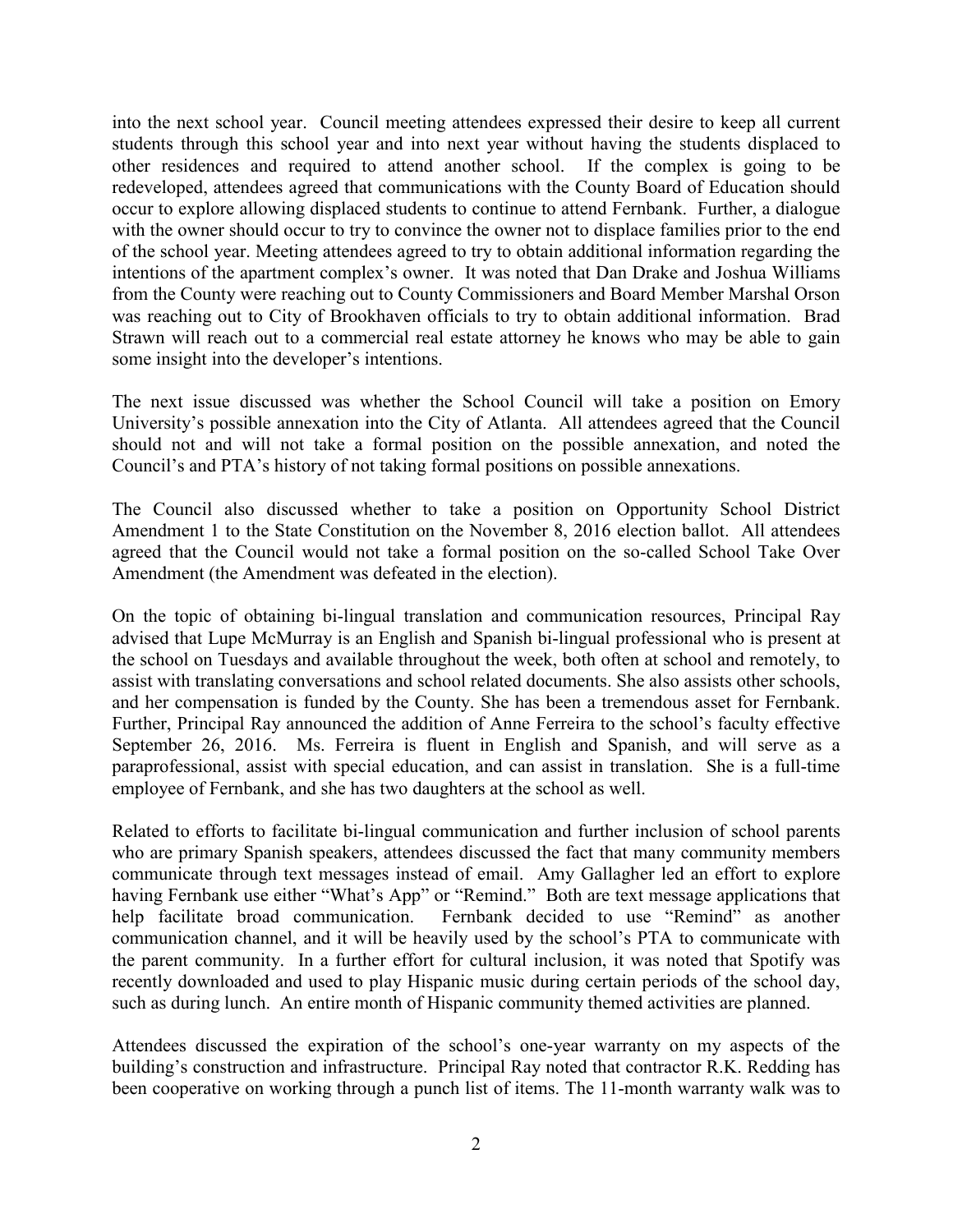into the next school year. Council meeting attendees expressed their desire to keep all current students through this school year and into next year without having the students displaced to other residences and required to attend another school. If the complex is going to be redeveloped, attendees agreed that communications with the County Board of Education should occur to explore allowing displaced students to continue to attend Fernbank. Further, a dialogue with the owner should occur to try to convince the owner not to displace families prior to the end of the school year. Meeting attendees agreed to try to obtain additional information regarding the intentions of the apartment complex's owner. It was noted that Dan Drake and Joshua Williams from the County were reaching out to County Commissioners and Board Member Marshal Orson was reaching out to City of Brookhaven officials to try to obtain additional information. Brad Strawn will reach out to a commercial real estate attorney he knows who may be able to gain some insight into the developer's intentions.

The next issue discussed was whether the School Council will take a position on Emory University's possible annexation into the City of Atlanta. All attendees agreed that the Council should not and will not take a formal position on the possible annexation, and noted the Council's and PTA's history of not taking formal positions on possible annexations.

The Council also discussed whether to take a position on Opportunity School District Amendment 1 to the State Constitution on the November 8, 2016 election ballot. All attendees agreed that the Council would not take a formal position on the so-called School Take Over Amendment (the Amendment was defeated in the election).

On the topic of obtaining bi-lingual translation and communication resources, Principal Ray advised that Lupe McMurray is an English and Spanish bi-lingual professional who is present at the school on Tuesdays and available throughout the week, both often at school and remotely, to assist with translating conversations and school related documents. She also assists other schools, and her compensation is funded by the County. She has been a tremendous asset for Fernbank. Further, Principal Ray announced the addition of Anne Ferreira to the school's faculty effective September 26, 2016. Ms. Ferreira is fluent in English and Spanish, and will serve as a paraprofessional, assist with special education, and can assist in translation. She is a full-time employee of Fernbank, and she has two daughters at the school as well.

Related to efforts to facilitate bi-lingual communication and further inclusion of school parents who are primary Spanish speakers, attendees discussed the fact that many community members communicate through text messages instead of email. Amy Gallagher led an effort to explore having Fernbank use either "What's App" or "Remind." Both are text message applications that help facilitate broad communication. Fernbank decided to use "Remind" as another communication channel, and it will be heavily used by the school's PTA to communicate with the parent community. In a further effort for cultural inclusion, it was noted that Spotify was recently downloaded and used to play Hispanic music during certain periods of the school day, such as during lunch. An entire month of Hispanic community themed activities are planned.

Attendees discussed the expiration of the school's one-year warranty on my aspects of the building's construction and infrastructure. Principal Ray noted that contractor R.K. Redding has been cooperative on working through a punch list of items. The 11-month warranty walk was to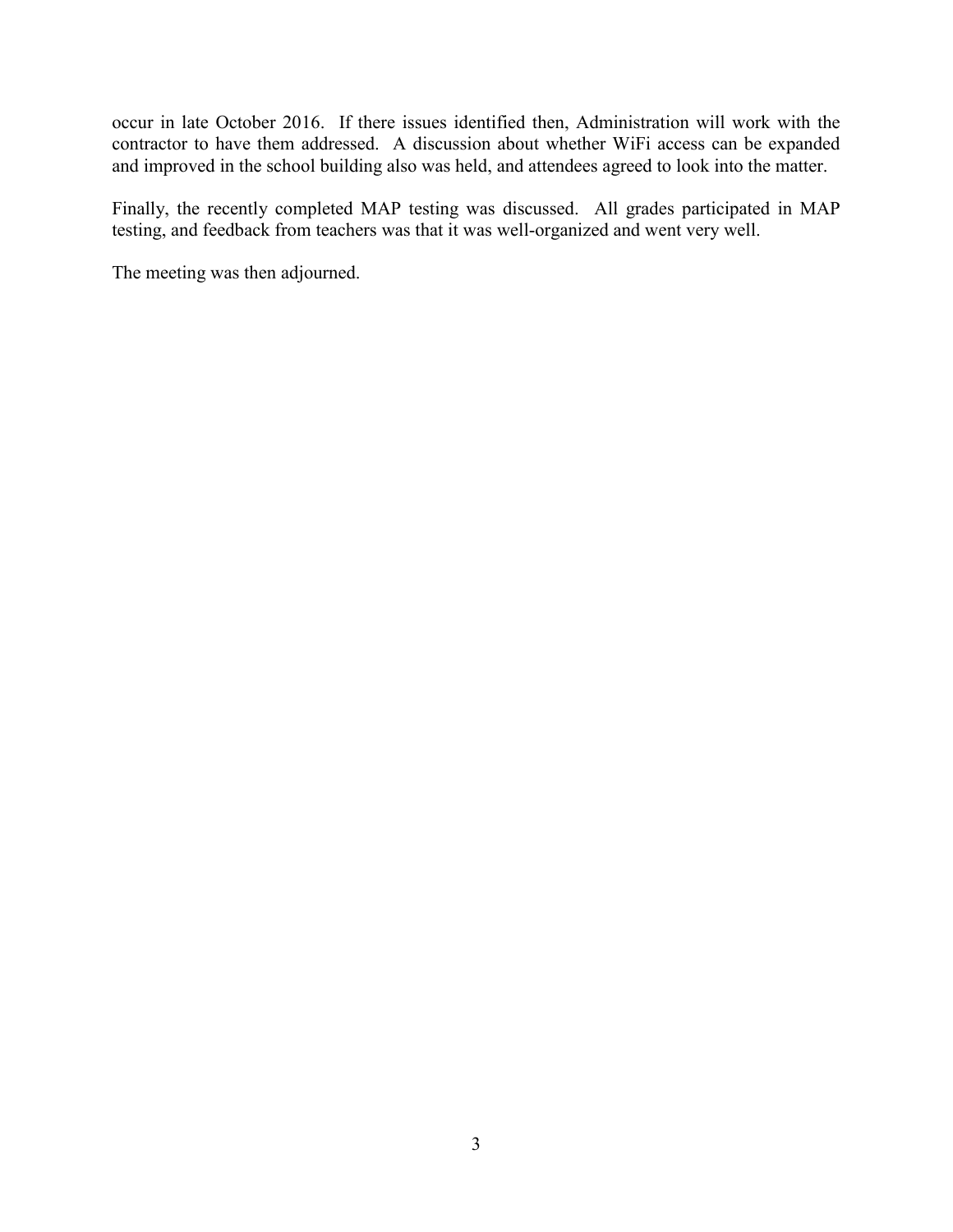occur in late October 2016. If there issues identified then, Administration will work with the contractor to have them addressed. A discussion about whether WiFi access can be expanded and improved in the school building also was held, and attendees agreed to look into the matter.

Finally, the recently completed MAP testing was discussed. All grades participated in MAP testing, and feedback from teachers was that it was well-organized and went very well.

The meeting was then adjourned.